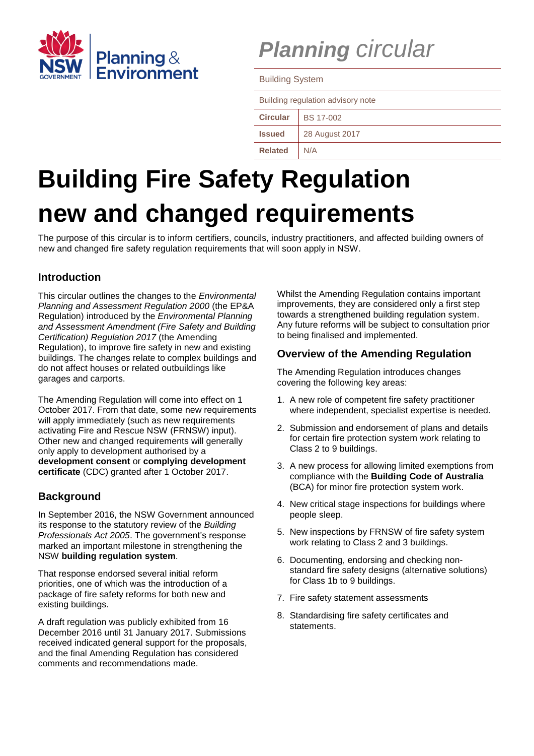# Planning circular

| Building System | |
|---|---|
| Building regulation advisory note | |
| **Circular** | BS 17-002 |
| **Issued** | 28 August 2017 |
| **Related** | N/A |

# Building Fire Safety Regulation new and changed requirements

The purpose of this circular is to inform certifiers, councils, industry practitioners, and affected building owners of new and changed fire safety regulation requirements that will soon apply in NSW.

## Introduction

This circular outlines the changes to the *Environmental Planning and Assessment Regulation 2000* (the EP&A Regulation) introduced by the *Environmental Planning and Assessment Amendment (Fire Safety and Building Certification) Regulation 2017* (the Amending Regulation), to improve fire safety in new and existing buildings. The changes relate to complex buildings and do not affect houses or related outbuildings like garages and carports.

The Amending Regulation will come into effect on 1 October 2017. From that date, some new requirements will apply immediately (such as new requirements activating Fire and Rescue NSW (FRNSW) input). Other new and changed requirements will generally only apply to development authorised by a **development consent** or **complying development certificate** (CDC) granted after 1 October 2017.

## Background

In September 2016, the NSW Government announced its response to the statutory review of the *Building Professionals Act 2005*. The government's response marked an important milestone in strengthening the NSW **building regulation system**.

That response endorsed several initial reform priorities, one of which was the introduction of a package of fire safety reforms for both new and existing buildings.

A draft regulation was publicly exhibited from 16 December 2016 until 31 January 2017. Submissions received indicated general support for the proposals, and the final Amending Regulation has considered comments and recommendations made.

Whilst the Amending Regulation contains important improvements, they are considered only a first step towards a strengthened building regulation system. Any future reforms will be subject to consultation prior to being finalised and implemented.

## Overview of the Amending Regulation

The Amending Regulation introduces changes covering the following key areas:

1. A new role of competent fire safety practitioner where independent, specialist expertise is needed.
2. Submission and endorsement of plans and details for certain fire protection system work relating to Class 2 to 9 buildings.
3. A new process for allowing limited exemptions from compliance with the **Building Code of Australia** (BCA) for minor fire protection system work.
4. New critical stage inspections for buildings where people sleep.
5. New inspections by FRNSW of fire safety system work relating to Class 2 and 3 buildings.
6. Documenting, endorsing and checking non-standard fire safety designs (alternative solutions) for Class 1b to 9 buildings.
7. Fire safety statement assessments
8. Standardising fire safety certificates and statements.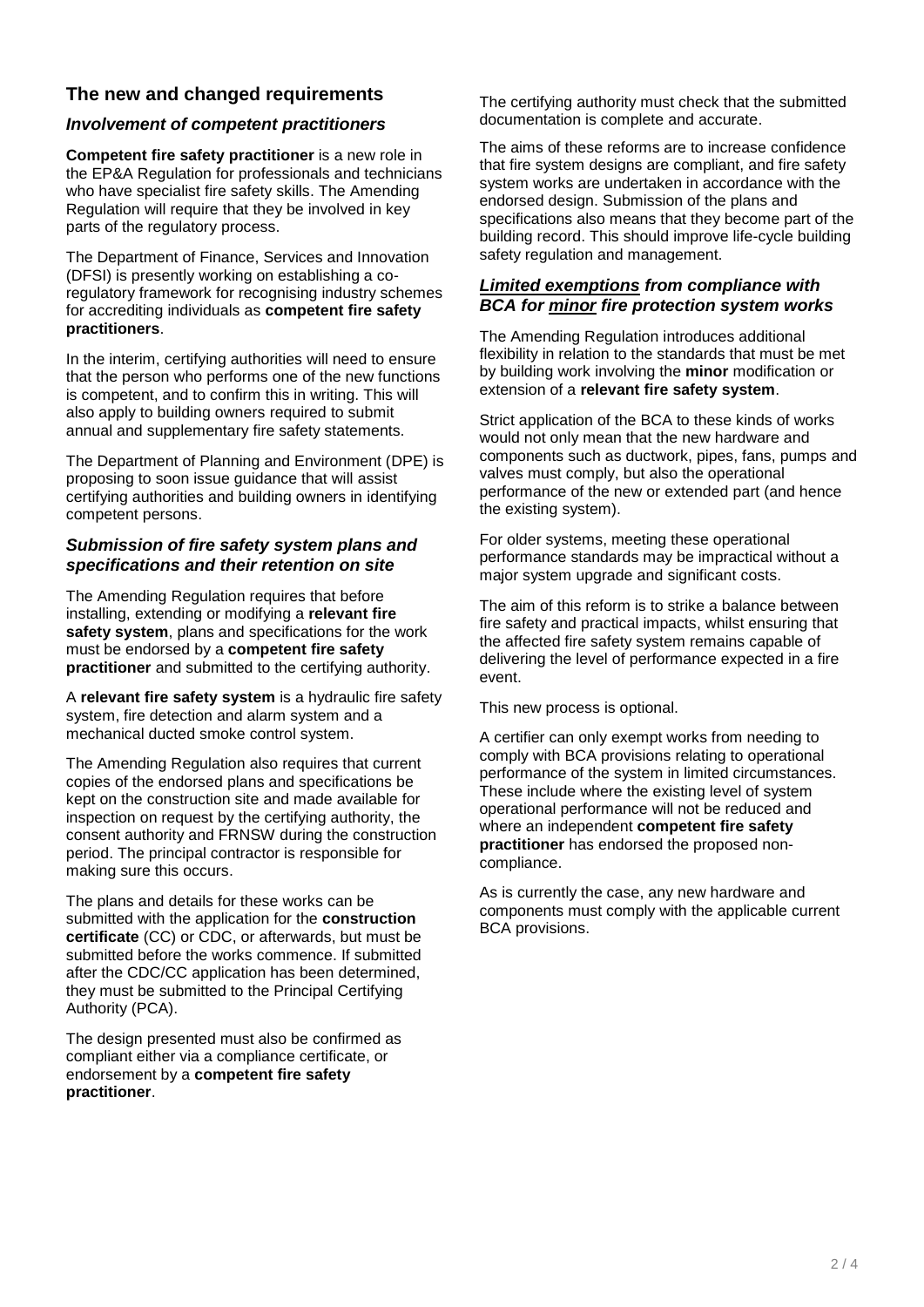## The new and changed requirements

### *Involvement of competent practitioners*

**Competent fire safety practitioner** is a new role in the EP&A Regulation for professionals and technicians who have specialist fire safety skills. The Amending Regulation will require that they be involved in key parts of the regulatory process.

The Department of Finance, Services and Innovation (DFSI) is presently working on establishing a co-regulatory framework for recognising industry schemes for accrediting individuals as **competent fire safety practitioners**.

In the interim, certifying authorities will need to ensure that the person who performs one of the new functions is competent, and to confirm this in writing. This will also apply to building owners required to submit annual and supplementary fire safety statements.

The Department of Planning and Environment (DPE) is proposing to soon issue guidance that will assist certifying authorities and building owners in identifying competent persons.

### *Submission of fire safety system plans and specifications and their retention on site*

The Amending Regulation requires that before installing, extending or modifying a **relevant fire safety system**, plans and specifications for the work must be endorsed by a **competent fire safety practitioner** and submitted to the certifying authority.

A **relevant fire safety system** is a hydraulic fire safety system, fire detection and alarm system and a mechanical ducted smoke control system.

The Amending Regulation also requires that current copies of the endorsed plans and specifications be kept on the construction site and made available for inspection on request by the certifying authority, the consent authority and FRNSW during the construction period. The principal contractor is responsible for making sure this occurs.

The plans and details for these works can be submitted with the application for the **construction certificate** (CC) or CDC, or afterwards, but must be submitted before the works commence. If submitted after the CDC/CC application has been determined, they must be submitted to the Principal Certifying Authority (PCA).

The design presented must also be confirmed as compliant either via a compliance certificate, or endorsement by a **competent fire safety practitioner**.

The certifying authority must check that the submitted documentation is complete and accurate.

The aims of these reforms are to increase confidence that fire system designs are compliant, and fire safety system works are undertaken in accordance with the endorsed design. Submission of the plans and specifications also means that they become part of the building record. This should improve life-cycle building safety regulation and management.

### ***Limited exemptions*** *from compliance with BCA for* ***minor*** *fire protection system works*

The Amending Regulation introduces additional flexibility in relation to the standards that must be met by building work involving the **minor** modification or extension of a **relevant fire safety system**.

Strict application of the BCA to these kinds of works would not only mean that the new hardware and components such as ductwork, pipes, fans, pumps and valves must comply, but also the operational performance of the new or extended part (and hence the existing system).

For older systems, meeting these operational performance standards may be impractical without a major system upgrade and significant costs.

The aim of this reform is to strike a balance between fire safety and practical impacts, whilst ensuring that the affected fire safety system remains capable of delivering the level of performance expected in a fire event.

This new process is optional.

A certifier can only exempt works from needing to comply with BCA provisions relating to operational performance of the system in limited circumstances. These include where the existing level of system operational performance will not be reduced and where an independent **competent fire safety practitioner** has endorsed the proposed non-compliance.

As is currently the case, any new hardware and components must comply with the applicable current BCA provisions.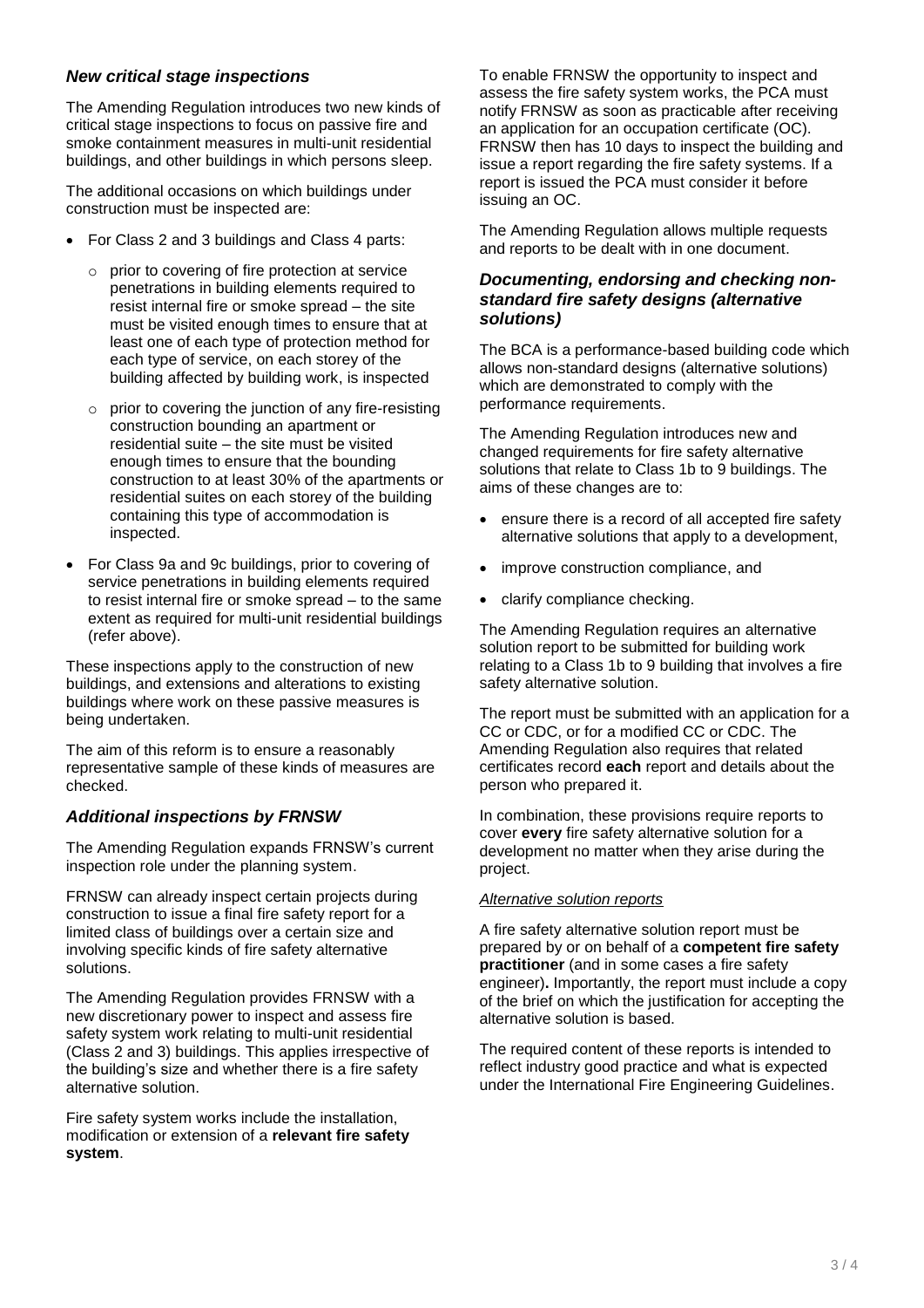### *New critical stage inspections*

The Amending Regulation introduces two new kinds of critical stage inspections to focus on passive fire and smoke containment measures in multi-unit residential buildings, and other buildings in which persons sleep.

The additional occasions on which buildings under construction must be inspected are:

- For Class 2 and 3 buildings and Class 4 parts:
  - prior to covering of fire protection at service penetrations in building elements required to resist internal fire or smoke spread – the site must be visited enough times to ensure that at least one of each type of protection method for each type of service, on each storey of the building affected by building work, is inspected
  - prior to covering the junction of any fire-resisting construction bounding an apartment or residential suite – the site must be visited enough times to ensure that the bounding construction to at least 30% of the apartments or residential suites on each storey of the building containing this type of accommodation is inspected.
- For Class 9a and 9c buildings, prior to covering of service penetrations in building elements required to resist internal fire or smoke spread – to the same extent as required for multi-unit residential buildings (refer above).

These inspections apply to the construction of new buildings, and extensions and alterations to existing buildings where work on these passive measures is being undertaken.

The aim of this reform is to ensure a reasonably representative sample of these kinds of measures are checked.

### *Additional inspections by FRNSW*

The Amending Regulation expands FRNSW's current inspection role under the planning system.

FRNSW can already inspect certain projects during construction to issue a final fire safety report for a limited class of buildings over a certain size and involving specific kinds of fire safety alternative solutions.

The Amending Regulation provides FRNSW with a new discretionary power to inspect and assess fire safety system work relating to multi-unit residential (Class 2 and 3) buildings. This applies irrespective of the building's size and whether there is a fire safety alternative solution.

Fire safety system works include the installation, modification or extension of a **relevant fire safety system**.

To enable FRNSW the opportunity to inspect and assess the fire safety system works, the PCA must notify FRNSW as soon as practicable after receiving an application for an occupation certificate (OC). FRNSW then has 10 days to inspect the building and issue a report regarding the fire safety systems. If a report is issued the PCA must consider it before issuing an OC.

The Amending Regulation allows multiple requests and reports to be dealt with in one document.

### *Documenting, endorsing and checking non-standard fire safety designs (alternative solutions)*

The BCA is a performance-based building code which allows non-standard designs (alternative solutions) which are demonstrated to comply with the performance requirements.

The Amending Regulation introduces new and changed requirements for fire safety alternative solutions that relate to Class 1b to 9 buildings. The aims of these changes are to:

- ensure there is a record of all accepted fire safety alternative solutions that apply to a development,
- improve construction compliance, and
- clarify compliance checking.

The Amending Regulation requires an alternative solution report to be submitted for building work relating to a Class 1b to 9 building that involves a fire safety alternative solution.

The report must be submitted with an application for a CC or CDC, or for a modified CC or CDC. The Amending Regulation also requires that related certificates record **each** report and details about the person who prepared it.

In combination, these provisions require reports to cover **every** fire safety alternative solution for a development no matter when they arise during the project.

*Alternative solution reports*

A fire safety alternative solution report must be prepared by or on behalf of a **competent fire safety practitioner** (and in some cases a fire safety engineer)**.** Importantly, the report must include a copy of the brief on which the justification for accepting the alternative solution is based.

The required content of these reports is intended to reflect industry good practice and what is expected under the International Fire Engineering Guidelines.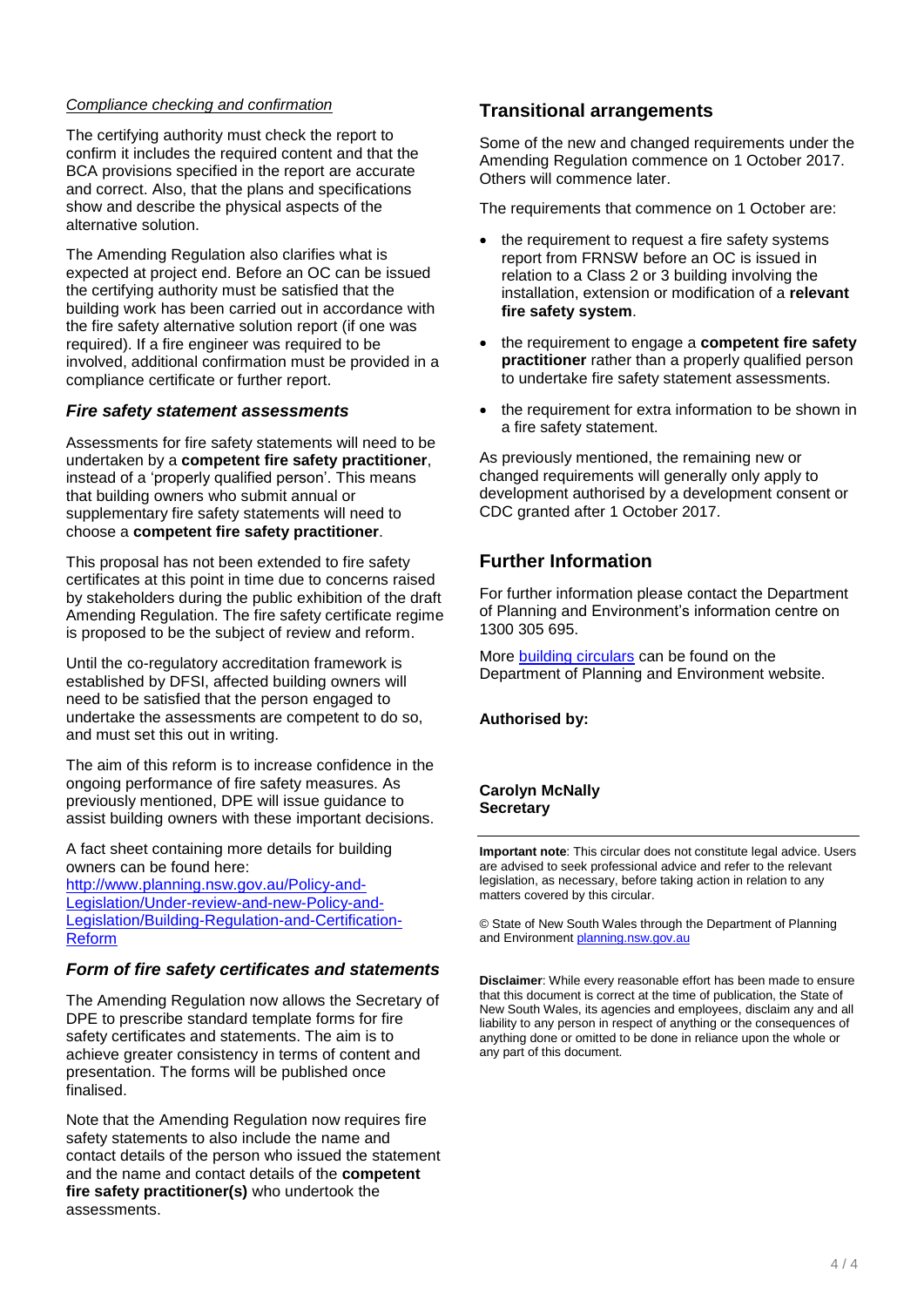*Compliance checking and confirmation*

The certifying authority must check the report to confirm it includes the required content and that the BCA provisions specified in the report are accurate and correct. Also, that the plans and specifications show and describe the physical aspects of the alternative solution.

The Amending Regulation also clarifies what is expected at project end. Before an OC can be issued the certifying authority must be satisfied that the building work has been carried out in accordance with the fire safety alternative solution report (if one was required). If a fire engineer was required to be involved, additional confirmation must be provided in a compliance certificate or further report.

### *Fire safety statement assessments*

Assessments for fire safety statements will need to be undertaken by a **competent fire safety practitioner**, instead of a 'properly qualified person'. This means that building owners who submit annual or supplementary fire safety statements will need to choose a **competent fire safety practitioner**.

This proposal has not been extended to fire safety certificates at this point in time due to concerns raised by stakeholders during the public exhibition of the draft Amending Regulation. The fire safety certificate regime is proposed to be the subject of review and reform.

Until the co-regulatory accreditation framework is established by DFSI, affected building owners will need to be satisfied that the person engaged to undertake the assessments are competent to do so, and must set this out in writing.

The aim of this reform is to increase confidence in the ongoing performance of fire safety measures. As previously mentioned, DPE will issue guidance to assist building owners with these important decisions.

A fact sheet containing more details for building owners can be found here: [http://www.planning.nsw.gov.au/Policy-and-Legislation/Under-review-and-new-Policy-and-Legislation/Building-Regulation-and-Certification-Reform](http://www.planning.nsw.gov.au/Policy-and-Legislation/Under-review-and-new-Policy-and-Legislation/Building-Regulation-and-Certification-Reform)

### *Form of fire safety certificates and statements*

The Amending Regulation now allows the Secretary of DPE to prescribe standard template forms for fire safety certificates and statements. The aim is to achieve greater consistency in terms of content and presentation. The forms will be published once finalised.

Note that the Amending Regulation now requires fire safety statements to also include the name and contact details of the person who issued the statement and the name and contact details of the **competent fire safety practitioner(s)** who undertook the assessments.

## Transitional arrangements

Some of the new and changed requirements under the Amending Regulation commence on 1 October 2017. Others will commence later.

The requirements that commence on 1 October are:

- the requirement to request a fire safety systems report from FRNSW before an OC is issued in relation to a Class 2 or 3 building involving the installation, extension or modification of a **relevant fire safety system**.
- the requirement to engage a **competent fire safety practitioner** rather than a properly qualified person to undertake fire safety statement assessments.
- the requirement for extra information to be shown in a fire safety statement.

As previously mentioned, the remaining new or changed requirements will generally only apply to development authorised by a development consent or CDC granted after 1 October 2017.

## Further Information

For further information please contact the Department of Planning and Environment's information centre on 1300 305 695.

More building circulars can be found on the Department of Planning and Environment website.

**Authorised by:**

**Carolyn McNally**
**Secretary**

---

**Important note**: This circular does not constitute legal advice. Users are advised to seek professional advice and refer to the relevant legislation, as necessary, before taking action in relation to any matters covered by this circular.

© State of New South Wales through the Department of Planning and Environment planning.nsw.gov.au

**Disclaimer**: While every reasonable effort has been made to ensure that this document is correct at the time of publication, the State of New South Wales, its agencies and employees, disclaim any and all liability to any person in respect of anything or the consequences of anything done or omitted to be done in reliance upon the whole or any part of this document.